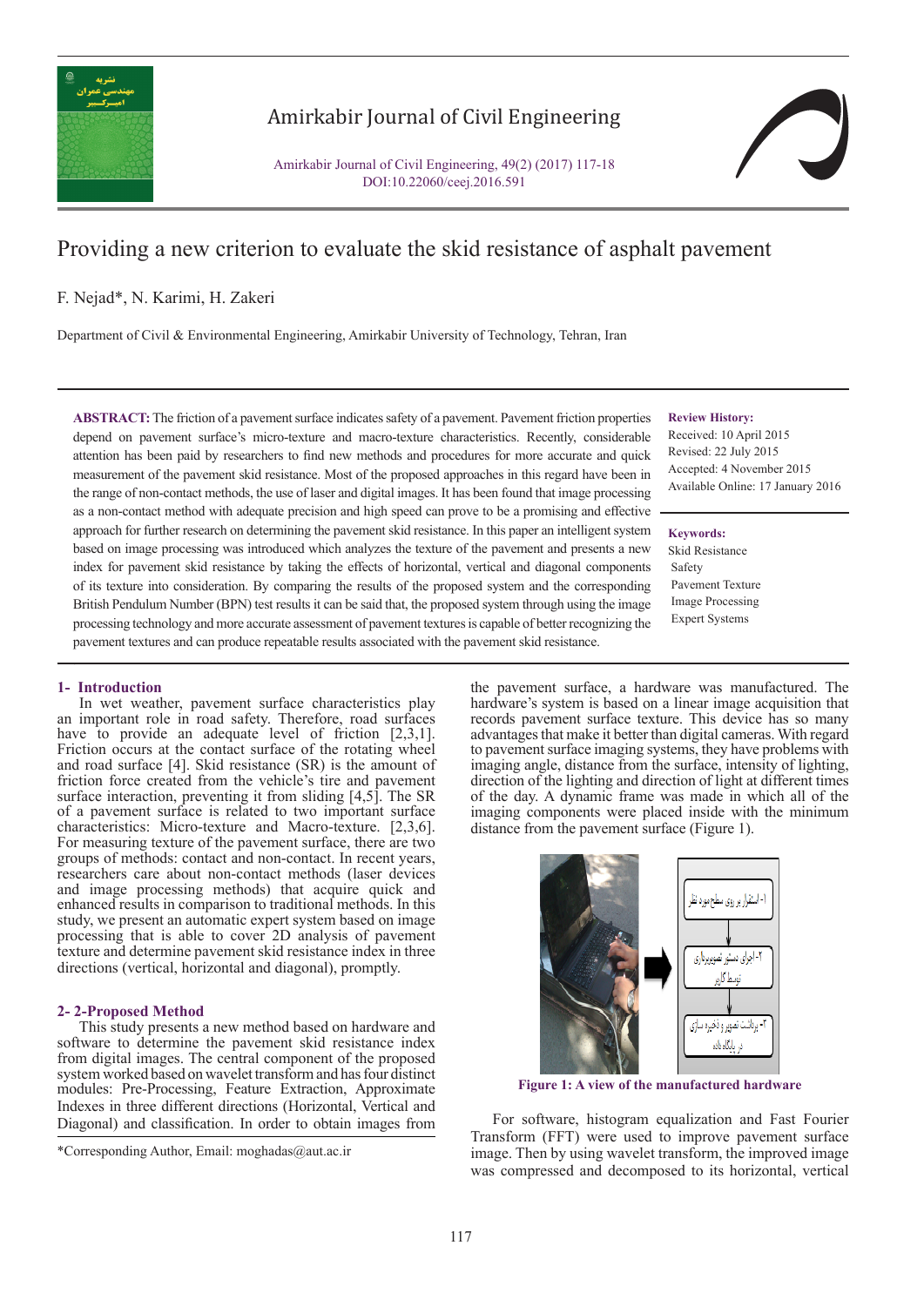# Amirkabir Journal of Civil Engineering

Amirkabir Journal of Civil Engineering, 49(2) (2017) 117-18
DOI:10.22060/ceej.2016.591

# Providing a new criterion to evaluate the skid resistance of asphalt pavement

F. Nejad*, N. Karimi, H. Zakeri

Department of Civil & Environmental Engineering, Amirkabir University of Technology, Tehran, Iran

**ABSTRACT:** The friction of a pavement surface indicates safety of a pavement. Pavement friction properties depend on pavement surface's micro-texture and macro-texture characteristics. Recently, considerable attention has been paid by researchers to find new methods and procedures for more accurate and quick measurement of the pavement skid resistance. Most of the proposed approaches in this regard have been in the range of non-contact methods, the use of laser and digital images. It has been found that image processing as a non-contact method with adequate precision and high speed can prove to be a promising and effective approach for further research on determining the pavement skid resistance. In this paper an intelligent system based on image processing was introduced which analyzes the texture of the pavement and presents a new index for pavement skid resistance by taking the effects of horizontal, vertical and diagonal components of its texture into consideration. By comparing the results of the proposed system and the corresponding British Pendulum Number (BPN) test results it can be said that, the proposed system through using the image processing technology and more accurate assessment of pavement textures is capable of better recognizing the pavement textures and can produce repeatable results associated with the pavement skid resistance.

**Review History:**
Received: 10 April 2015
Revised: 22 July 2015
Accepted: 4 November 2015
Available Online: 17 January 2016

**Keywords:**
Skid Resistance
Safety
Pavement Texture
Image Processing
Expert Systems

## 1- Introduction

In wet weather, pavement surface characteristics play an important role in road safety. Therefore, road surfaces have to provide an adequate level of friction [2,3,1]. Friction occurs at the contact surface of the rotating wheel and road surface [4]. Skid resistance (SR) is the amount of friction force created from the vehicle's tire and pavement surface interaction, preventing it from sliding [4,5]. The SR of a pavement surface is related to two important surface characteristics: Micro-texture and Macro-texture. [2,3,6]. For measuring texture of the pavement surface, there are two groups of methods: contact and non-contact. In recent years, researchers care about non-contact methods (laser devices and image processing methods) that acquire quick and enhanced results in comparison to traditional methods. In this study, we present an automatic expert system based on image processing that is able to cover 2D analysis of pavement texture and determine pavement skid resistance index in three directions (vertical, horizontal and diagonal), promptly.

## 2- 2-Proposed Method

This study presents a new method based on hardware and software to determine the pavement skid resistance index from digital images. The central component of the proposed system worked based on wavelet transform and has four distinct modules: Pre-Processing, Feature Extraction, Approximate Indexes in three different directions (Horizontal, Vertical and Diagonal) and classification. In order to obtain images from the pavement surface, a hardware was manufactured. The hardware's system is based on a linear image acquisition that records pavement surface texture. This device has so many advantages that make it better than digital cameras. With regard to pavement surface imaging systems, they have problems with imaging angle, distance from the surface, intensity of lighting, direction of the lighting and direction of light at different times of the day. A dynamic frame was made in which all of the imaging components were placed inside with the minimum distance from the pavement surface (Figure 1).

**Figure 1: A view of the manufactured hardware**

For software, histogram equalization and Fast Fourier Transform (FFT) were used to improve pavement surface image. Then by using wavelet transform, the improved image was compressed and decomposed to its horizontal, vertical

*Corresponding Author, Email: moghadas@aut.ac.ir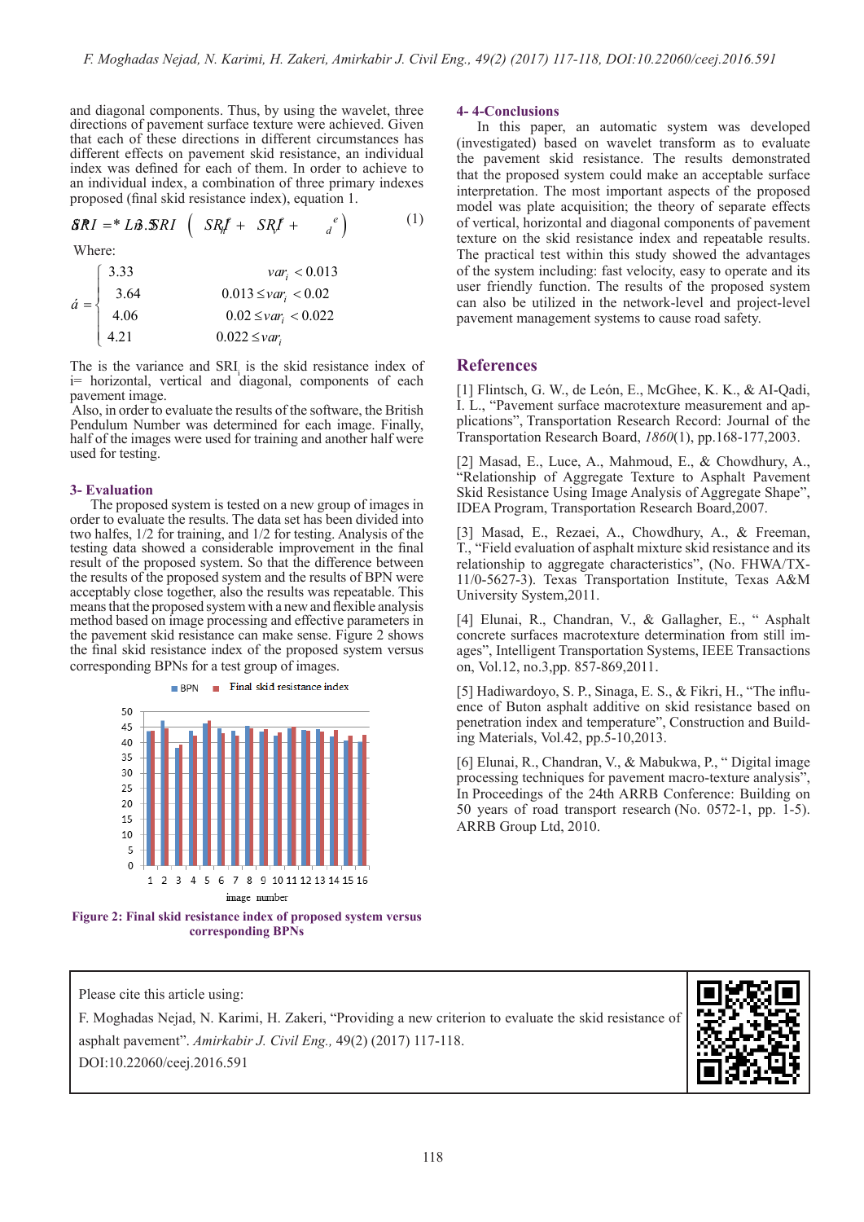and diagonal components. Thus, by using the wavelet, three directions of pavement surface texture were achieved. Given that each of these directions in different circumstances has different effects on pavement skid resistance, an individual index was defined for each of them. In order to achieve to an individual index, a combination of three primary indexes proposed (final skid resistance index), equation 1.

$$SRI = * L3.5RI \left( SRI_h^e + SRI_v^e + {}_d^e \right) \quad (1)$$

Where:

$$\acute{a} = \begin{cases} 3.33 & var_i < 0.013 \\ 3.64 & 0.013 \leq var_i < 0.02 \\ 4.06 & 0.02 \leq var_i < 0.022 \\ 4.21 & 0.022 \leq var_i \end{cases}$$

The is the variance and $SRI_i$ is the skid resistance index of i= horizontal, vertical and diagonal, components of each pavement image.

Also, in order to evaluate the results of the software, the British Pendulum Number was determined for each image. Finally, half of the images were used for training and another half were used for testing.

## 3- Evaluation

The proposed system is tested on a new group of images in order to evaluate the results. The data set has been divided into two halfes, 1/2 for training, and 1/2 for testing. Analysis of the testing data showed a considerable improvement in the final result of the proposed system. So that the difference between the results of the proposed system and the results of BPN were acceptably close together, also the results was repeatable. This means that the proposed system with a new and flexible analysis method based on image processing and effective parameters in the pavement skid resistance can make sense. Figure 2 shows the final skid resistance index of the proposed system versus corresponding BPNs for a test group of images.

BPN
Final skid resistance index
50
45
40
35
30
25
20
15
10
5
0
1 2 3 4 5 6 7 8 9 10 11 12 13 14 15 16
image number

**Figure 2: Final skid resistance index of proposed system versus corresponding BPNs**

## 4- 4-Conclusions

In this paper, an automatic system was developed (investigated) based on wavelet transform as to evaluate the pavement skid resistance. The results demonstrated that the proposed system could make an acceptable surface interpretation. The most important aspects of the proposed model was plate acquisition; the theory of separate effects of vertical, horizontal and diagonal components of pavement texture on the skid resistance index and repeatable results. The practical test within this study showed the advantages of the system including: fast velocity, easy to operate and its user friendly function. The results of the proposed system can also be utilized in the network-level and project-level pavement management systems to cause road safety.

## References

[1] Flintsch, G. W., de León, E., McGhee, K. K., & AI-Qadi, I. L., "Pavement surface macrotexture measurement and applications", Transportation Research Record: Journal of the Transportation Research Board, *1860*(1), pp.168-177,2003.

[2] Masad, E., Luce, A., Mahmoud, E., & Chowdhury, A., "Relationship of Aggregate Texture to Asphalt Pavement Skid Resistance Using Image Analysis of Aggregate Shape", IDEA Program, Transportation Research Board,2007.

[3] Masad, E., Rezaei, A., Chowdhury, A., & Freeman, T., "Field evaluation of asphalt mixture skid resistance and its relationship to aggregate characteristics", (No. FHWA/TX-11/0-5627-3). Texas Transportation Institute, Texas A&M University System,2011.

[4] Elunai, R., Chandran, V., & Gallagher, E., " Asphalt concrete surfaces macrotexture determination from still images", Intelligent Transportation Systems, IEEE Transactions on, Vol.12, no.3,pp. 857-869,2011.

[5] Hadiwardoyo, S. P., Sinaga, E. S., & Fikri, H., "The influence of Buton asphalt additive on skid resistance based on penetration index and temperature", Construction and Building Materials, Vol.42, pp.5-10,2013.

[6] Elunai, R., Chandran, V., & Mabukwa, P., " Digital image processing techniques for pavement macro-texture analysis", In Proceedings of the 24th ARRB Conference: Building on 50 years of road transport research (No. 0572-1, pp. 1-5). ARRB Group Ltd, 2010.

Please cite this article using:

F. Moghadas Nejad, N. Karimi, H. Zakeri, "Providing a new criterion to evaluate the skid resistance of asphalt pavement". *Amirkabir J. Civil Eng.,* 49(2) (2017) 117-118.
DOI:10.22060/ceej.2016.591